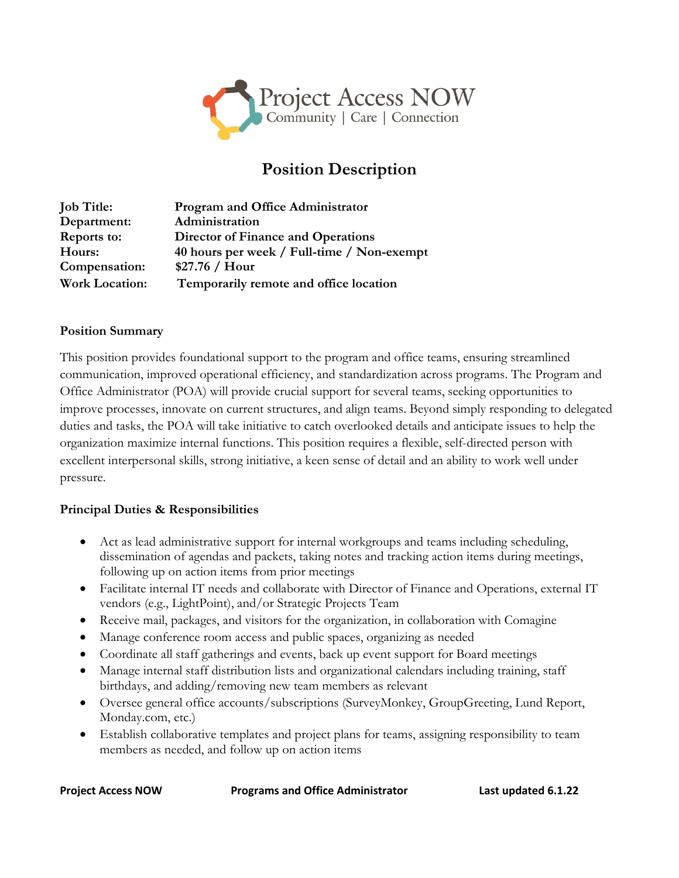Project Access NOW
Community | Care | Connection

# Position Description

| | |
|---|---|
| **Job Title:** | **Program and Office Administrator** |
| **Department:** | **Administration** |
| **Reports to:** | **Director of Finance and Operations** |
| **Hours:** | **40 hours per week / Full-time / Non-exempt** |
| **Compensation:** | **$27.76 / Hour** |
| **Work Location:** | **Temporarily remote and office location** |

**Position Summary**

This position provides foundational support to the program and office teams, ensuring streamlined communication, improved operational efficiency, and standardization across programs. The Program and Office Administrator (POA) will provide crucial support for several teams, seeking opportunities to improve processes, innovate on current structures, and align teams. Beyond simply responding to delegated duties and tasks, the POA will take initiative to catch overlooked details and anticipate issues to help the organization maximize internal functions. This position requires a flexible, self-directed person with excellent interpersonal skills, strong initiative, a keen sense of detail and an ability to work well under pressure.

**Principal Duties & Responsibilities**

- Act as lead administrative support for internal workgroups and teams including scheduling, dissemination of agendas and packets, taking notes and tracking action items during meetings, following up on action items from prior meetings
- Facilitate internal IT needs and collaborate with Director of Finance and Operations, external IT vendors (e.g., LightPoint), and/or Strategic Projects Team
- Receive mail, packages, and visitors for the organization, in collaboration with Comagine
- Manage conference room access and public spaces, organizing as needed
- Coordinate all staff gatherings and events, back up event support for Board meetings
- Manage internal staff distribution lists and organizational calendars including training, staff birthdays, and adding/removing new team members as relevant
- Oversee general office accounts/subscriptions (SurveyMonkey, GroupGreeting, Lund Report, Monday.com, etc.)
- Establish collaborative templates and project plans for teams, assigning responsibility to team members as needed, and follow up on action items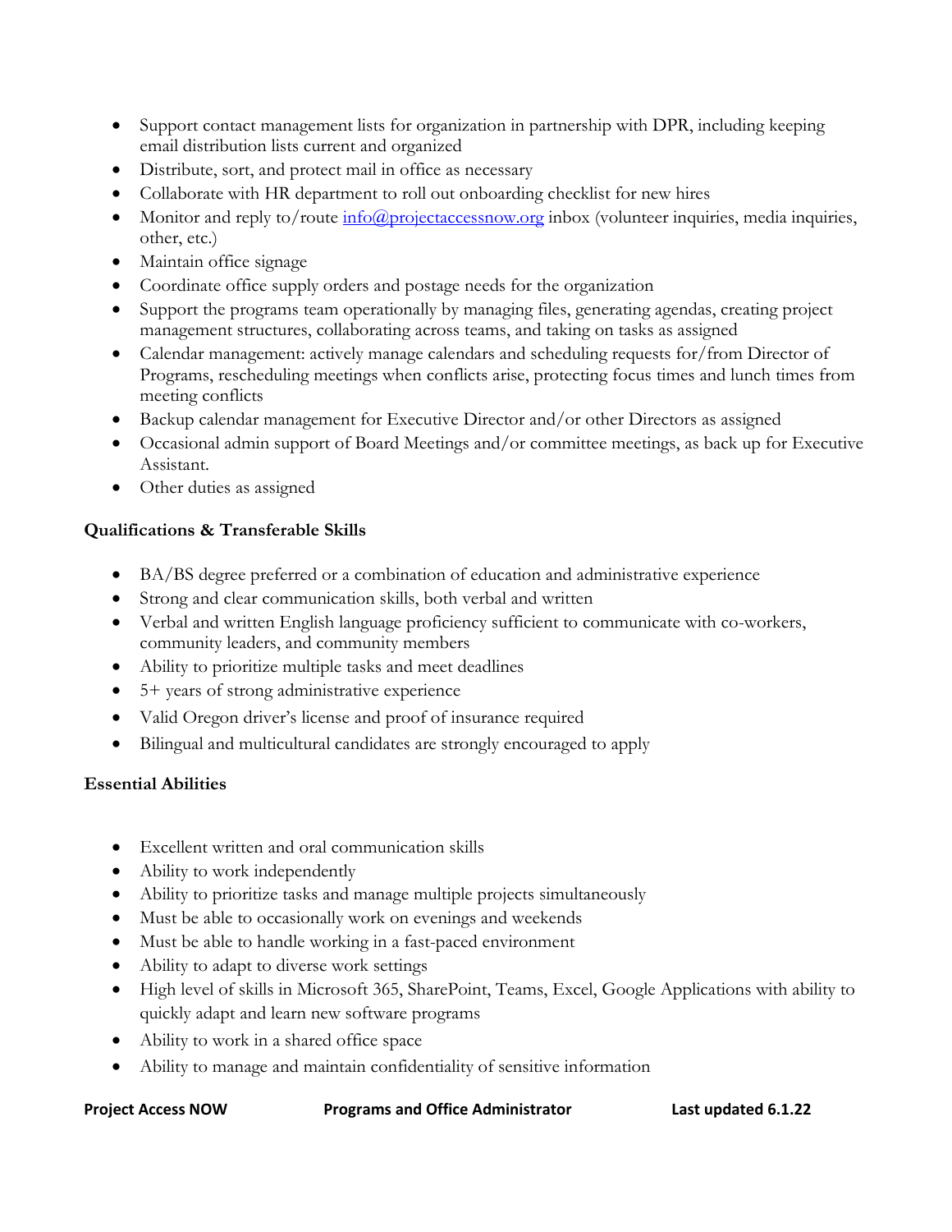- Support contact management lists for organization in partnership with DPR, including keeping email distribution lists current and organized
- Distribute, sort, and protect mail in office as necessary
- Collaborate with HR department to roll out onboarding checklist for new hires
- Monitor and reply to/route [info@projectaccessnow.org](mailto:info@projectaccessnow.org) inbox (volunteer inquiries, media inquiries, other, etc.)
- Maintain office signage
- Coordinate office supply orders and postage needs for the organization
- Support the programs team operationally by managing files, generating agendas, creating project management structures, collaborating across teams, and taking on tasks as assigned
- Calendar management: actively manage calendars and scheduling requests for/from Director of Programs, rescheduling meetings when conflicts arise, protecting focus times and lunch times from meeting conflicts
- Backup calendar management for Executive Director and/or other Directors as assigned
- Occasional admin support of Board Meetings and/or committee meetings, as back up for Executive Assistant.
- Other duties as assigned

**Qualifications & Transferable Skills**

- BA/BS degree preferred or a combination of education and administrative experience
- Strong and clear communication skills, both verbal and written
- Verbal and written English language proficiency sufficient to communicate with co-workers, community leaders, and community members
- Ability to prioritize multiple tasks and meet deadlines
- 5+ years of strong administrative experience
- Valid Oregon driver's license and proof of insurance required
- Bilingual and multicultural candidates are strongly encouraged to apply

**Essential Abilities**

- Excellent written and oral communication skills
- Ability to work independently
- Ability to prioritize tasks and manage multiple projects simultaneously
- Must be able to occasionally work on evenings and weekends
- Must be able to handle working in a fast-paced environment
- Ability to adapt to diverse work settings
- High level of skills in Microsoft 365, SharePoint, Teams, Excel, Google Applications with ability to quickly adapt and learn new software programs
- Ability to work in a shared office space
- Ability to manage and maintain confidentiality of sensitive information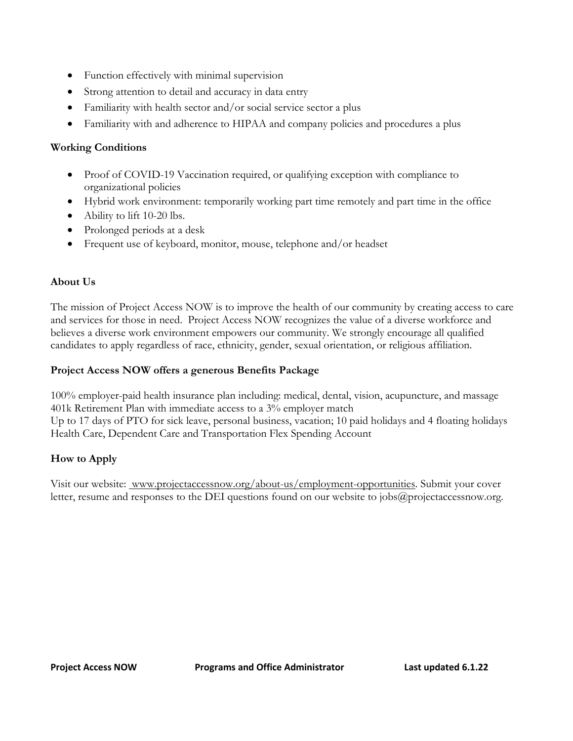- Function effectively with minimal supervision
- Strong attention to detail and accuracy in data entry
- Familiarity with health sector and/or social service sector a plus
- Familiarity with and adherence to HIPAA and company policies and procedures a plus

**Working Conditions**

- Proof of COVID-19 Vaccination required, or qualifying exception with compliance to organizational policies
- Hybrid work environment: temporarily working part time remotely and part time in the office
- Ability to lift 10-20 lbs.
- Prolonged periods at a desk
- Frequent use of keyboard, monitor, mouse, telephone and/or headset

**About Us**

The mission of Project Access NOW is to improve the health of our community by creating access to care and services for those in need. Project Access NOW recognizes the value of a diverse workforce and believes a diverse work environment empowers our community. We strongly encourage all qualified candidates to apply regardless of race, ethnicity, gender, sexual orientation, or religious affiliation.

**Project Access NOW offers a generous Benefits Package**

100% employer-paid health insurance plan including: medical, dental, vision, acupuncture, and massage
401k Retirement Plan with immediate access to a 3% employer match
Up to 17 days of PTO for sick leave, personal business, vacation; 10 paid holidays and 4 floating holidays
Health Care, Dependent Care and Transportation Flex Spending Account

**How to Apply**

Visit our website: www.projectaccessnow.org/about-us/employment-opportunities. Submit your cover letter, resume and responses to the DEI questions found on our website to jobs@projectaccessnow.org.